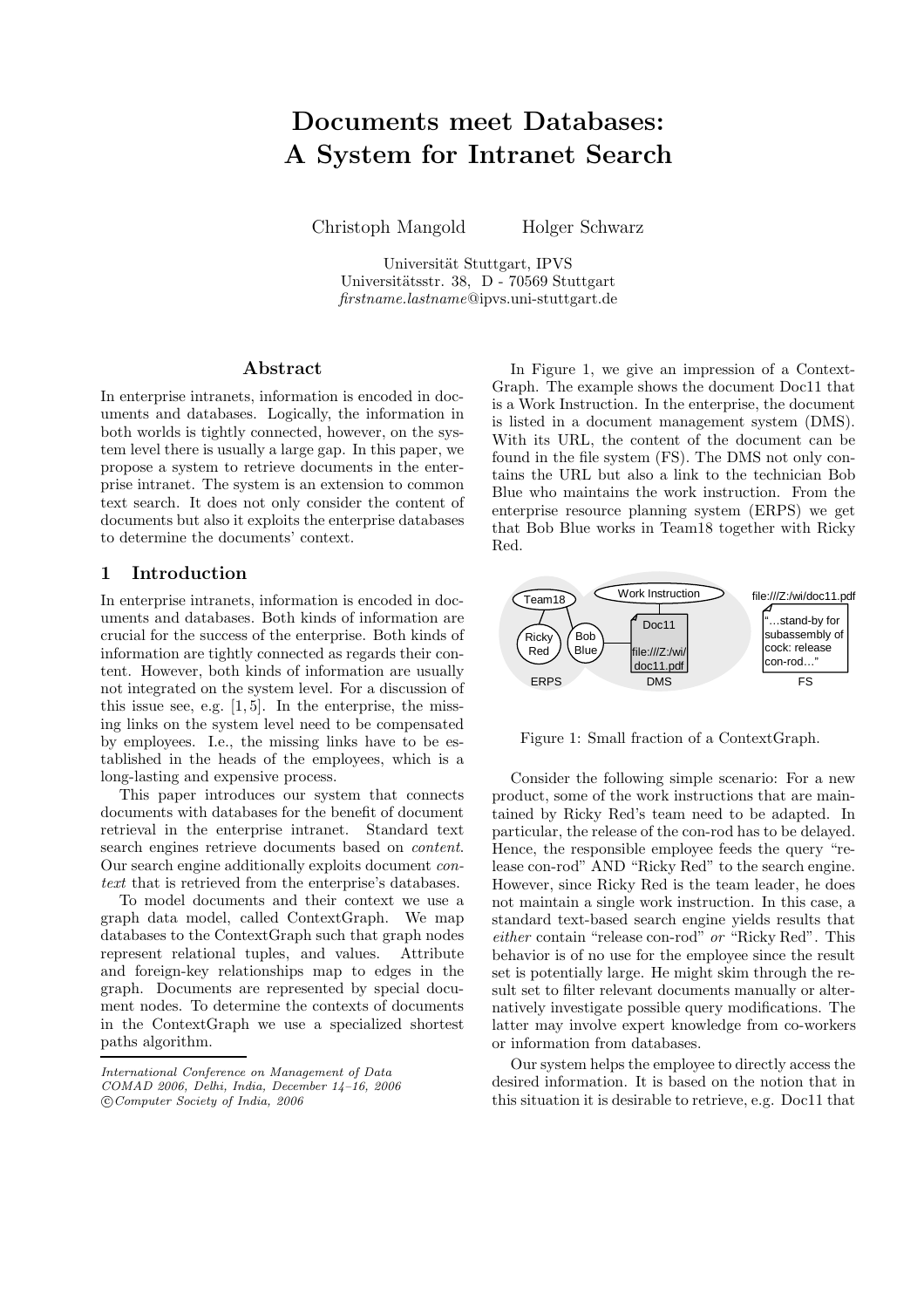# Documents meet Databases: A System for Intranet Search

Christoph Mangold Holger Schwarz

Universität Stuttgart, IPVS
Universitätsstr. 38, D - 70569 Stuttgart
*firstname.lastname*@ipvs.uni-stuttgart.de

## Abstract

In enterprise intranets, information is encoded in documents and databases. Logically, the information in both worlds is tightly connected, however, on the system level there is usually a large gap. In this paper, we propose a system to retrieve documents in the enterprise intranet. The system is an extension to common text search. It does not only consider the content of documents but also it exploits the enterprise databases to determine the documents' context.

## 1 Introduction

In enterprise intranets, information is encoded in documents and databases. Both kinds of information are crucial for the success of the enterprise. Both kinds of information are tightly connected as regards their content. However, both kinds of information are usually not integrated on the system level. For a discussion of this issue see, e.g. [1, 5]. In the enterprise, the missing links on the system level need to be compensated by employees. I.e., the missing links have to be established in the heads of the employees, which is a long-lasting and expensive process.

This paper introduces our system that connects documents with databases for the benefit of document retrieval in the enterprise intranet. Standard text search engines retrieve documents based on *content*. Our search engine additionally exploits document *context* that is retrieved from the enterprise's databases.

To model documents and their context we use a graph data model, called ContextGraph. We map databases to the ContextGraph such that graph nodes represent relational tuples, and values. Attribute and foreign-key relationships map to edges in the graph. Documents are represented by special document nodes. To determine the contexts of documents in the ContextGraph we use a specialized shortest paths algorithm.

*International Conference on Management of Data*
*COMAD 2006, Delhi, India, December 14–16, 2006*
*©Computer Society of India, 2006*

In Figure 1, we give an impression of a ContextGraph. The example shows the document Doc11 that is a Work Instruction. In the enterprise, the document is listed in a document management system (DMS). With its URL, the content of the document can be found in the file system (FS). The DMS not only contains the URL but also a link to the technician Bob Blue who maintains the work instruction. From the enterprise resource planning system (ERPS) we get that Bob Blue works in Team18 together with Ricky Red.

Figure 1: Small fraction of a ContextGraph.

Consider the following simple scenario: For a new product, some of the work instructions that are maintained by Ricky Red's team need to be adapted. In particular, the release of the con-rod has to be delayed. Hence, the responsible employee feeds the query "release con-rod" AND "Ricky Red" to the search engine. However, since Ricky Red is the team leader, he does not maintain a single work instruction. In this case, a standard text-based search engine yields results that *either* contain "release con-rod" *or* "Ricky Red". This behavior is of no use for the employee since the result set is potentially large. He might skim through the result set to filter relevant documents manually or alternatively investigate possible query modifications. The latter may involve expert knowledge from co-workers or information from databases.

Our system helps the employee to directly access the desired information. It is based on the notion that in this situation it is desirable to retrieve, e.g. Doc11 that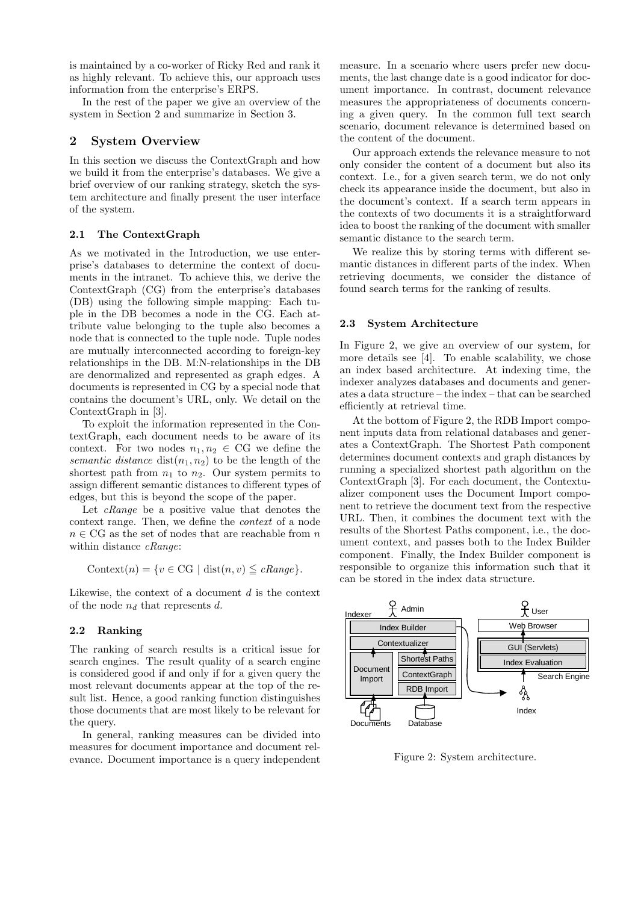is maintained by a co-worker of Ricky Red and rank it as highly relevant. To achieve this, our approach uses information from the enterprise's ERPS.

In the rest of the paper we give an overview of the system in Section 2 and summarize in Section 3.

## 2 System Overview

In this section we discuss the ContextGraph and how we build it from the enterprise's databases. We give a brief overview of our ranking strategy, sketch the system architecture and finally present the user interface of the system.

### 2.1 The ContextGraph

As we motivated in the Introduction, we use enterprise's databases to determine the context of documents in the intranet. To achieve this, we derive the ContextGraph (CG) from the enterprise's databases (DB) using the following simple mapping: Each tuple in the DB becomes a node in the CG. Each attribute value belonging to the tuple also becomes a node that is connected to the tuple node. Tuple nodes are mutually interconnected according to foreign-key relationships in the DB. M:N-relationships in the DB are denormalized and represented as graph edges. A documents is represented in CG by a special node that contains the document's URL, only. We detail on the ContextGraph in [3].

To exploit the information represented in the ContextGraph, each document needs to be aware of its context. For two nodes $n_1, n_2 \in \text{CG}$ we define the *semantic distance* $\text{dist}(n_1, n_2)$ to be the length of the shortest path from $n_1$ to $n_2$. Our system permits to assign different semantic distances to different types of edges, but this is beyond the scope of the paper.

Let *cRange* be a positive value that denotes the context range. Then, we define the *context* of a node $n \in \text{CG}$ as the set of nodes that are reachable from $n$ within distance *cRange*:

$$\text{Context}(n) = \{v \in \text{CG} \mid \text{dist}(n, v) \leqq cRange\}.$$

Likewise, the context of a document $d$ is the context of the node $n_d$ that represents $d$.

### 2.2 Ranking

The ranking of search results is a critical issue for search engines. The result quality of a search engine is considered good if and only if for a given query the most relevant documents appear at the top of the result list. Hence, a good ranking function distinguishes those documents that are most likely to be relevant for the query.

In general, ranking measures can be divided into measures for document importance and document relevance. Document importance is a query independent measure. In a scenario where users prefer new documents, the last change date is a good indicator for document importance. In contrast, document relevance measures the appropriateness of documents concerning a given query. In the common full text search scenario, document relevance is determined based on the content of the document.

Our approach extends the relevance measure to not only consider the content of a document but also its context. I.e., for a given search term, we do not only check its appearance inside the document, but also in the document's context. If a search term appears in the contexts of two documents it is a straightforward idea to boost the ranking of the document with smaller semantic distance to the search term.

We realize this by storing terms with different semantic distances in different parts of the index. When retrieving documents, we consider the distance of found search terms for the ranking of results.

### 2.3 System Architecture

In Figure 2, we give an overview of our system, for more details see [4]. To enable scalability, we chose an index based architecture. At indexing time, the indexer analyzes databases and documents and generates a data structure – the index – that can be searched efficiently at retrieval time.

At the bottom of Figure 2, the RDB Import component inputs data from relational databases and generates a ContextGraph. The Shortest Path component determines document contexts and graph distances by running a specialized shortest path algorithm on the ContextGraph [3]. For each document, the Contextualizer component uses the Document Import component to retrieve the document text from the respective URL. Then, it combines the document text with the results of the Shortest Paths component, i.e., the document context, and passes both to the Index Builder component. Finally, the Index Builder component is responsible to organize this information such that it can be stored in the index data structure.

Figure 2: System architecture.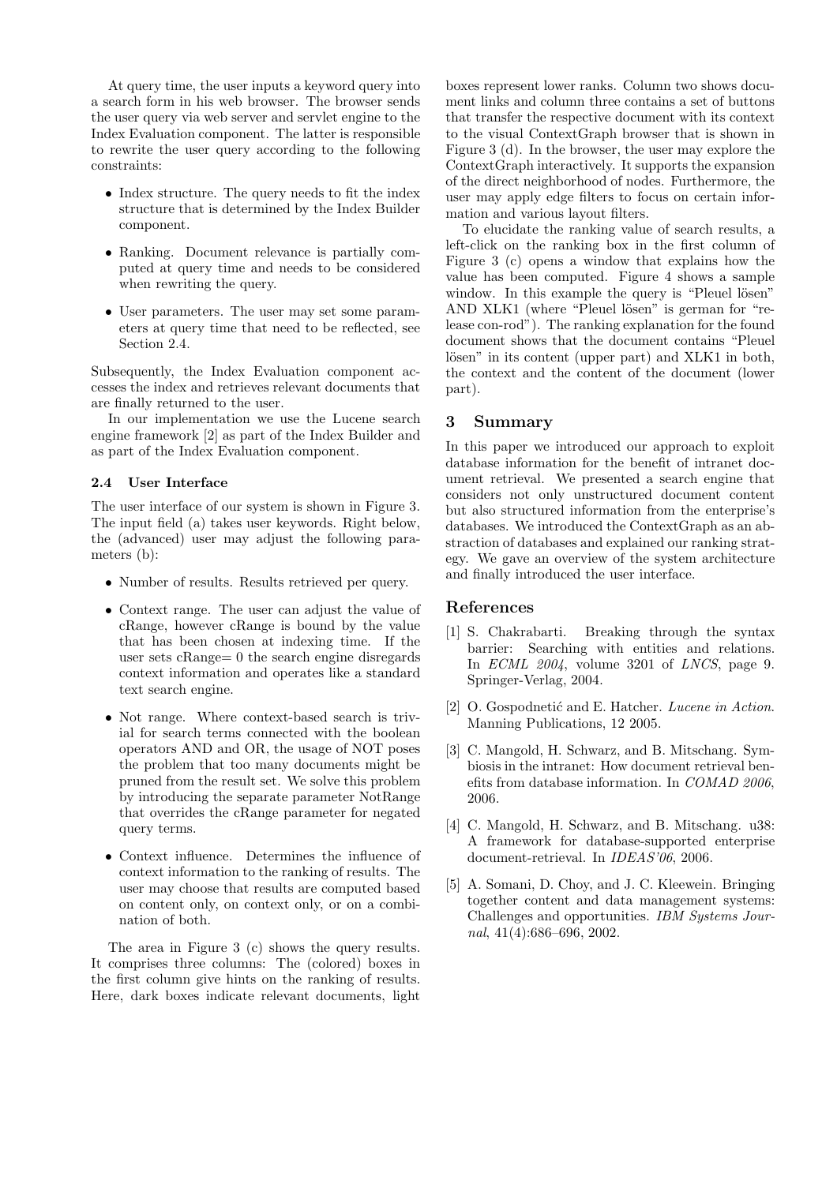At query time, the user inputs a keyword query into a search form in his web browser. The browser sends the user query via web server and servlet engine to the Index Evaluation component. The latter is responsible to rewrite the user query according to the following constraints:

- Index structure. The query needs to fit the index structure that is determined by the Index Builder component.
- Ranking. Document relevance is partially computed at query time and needs to be considered when rewriting the query.
- User parameters. The user may set some parameters at query time that need to be reflected, see Section 2.4.

Subsequently, the Index Evaluation component accesses the index and retrieves relevant documents that are finally returned to the user.

In our implementation we use the Lucene search engine framework [2] as part of the Index Builder and as part of the Index Evaluation component.

### 2.4 User Interface

The user interface of our system is shown in Figure 3. The input field (a) takes user keywords. Right below, the (advanced) user may adjust the following parameters (b):

- Number of results. Results retrieved per query.
- Context range. The user can adjust the value of cRange, however cRange is bound by the value that has been chosen at indexing time. If the user sets cRange= 0 the search engine disregards context information and operates like a standard text search engine.
- Not range. Where context-based search is trivial for search terms connected with the boolean operators AND and OR, the usage of NOT poses the problem that too many documents might be pruned from the result set. We solve this problem by introducing the separate parameter NotRange that overrides the cRange parameter for negated query terms.
- Context influence. Determines the influence of context information to the ranking of results. The user may choose that results are computed based on content only, on context only, or on a combination of both.

The area in Figure 3 (c) shows the query results. It comprises three columns: The (colored) boxes in the first column give hints on the ranking of results. Here, dark boxes indicate relevant documents, light boxes represent lower ranks. Column two shows document links and column three contains a set of buttons that transfer the respective document with its context to the visual ContextGraph browser that is shown in Figure 3 (d). In the browser, the user may explore the ContextGraph interactively. It supports the expansion of the direct neighborhood of nodes. Furthermore, the user may apply edge filters to focus on certain information and various layout filters.

To elucidate the ranking value of search results, a left-click on the ranking box in the first column of Figure 3 (c) opens a window that explains how the value has been computed. Figure 4 shows a sample window. In this example the query is "Pleuel lösen" AND XLK1 (where "Pleuel lösen" is german for "release con-rod"). The ranking explanation for the found document shows that the document contains "Pleuel lösen" in its content (upper part) and XLK1 in both, the context and the content of the document (lower part).

## 3 Summary

In this paper we introduced our approach to exploit database information for the benefit of intranet document retrieval. We presented a search engine that considers not only unstructured document content but also structured information from the enterprise's databases. We introduced the ContextGraph as an abstraction of databases and explained our ranking strategy. We gave an overview of the system architecture and finally introduced the user interface.

## References

[1] S. Chakrabarti. Breaking through the syntax barrier: Searching with entities and relations. In *ECML 2004*, volume 3201 of *LNCS*, page 9. Springer-Verlag, 2004.

[2] O. Gospodnetić and E. Hatcher. *Lucene in Action.* Manning Publications, 12 2005.

[3] C. Mangold, H. Schwarz, and B. Mitschang. Symbiosis in the intranet: How document retrieval benefits from database information. In *COMAD 2006*, 2006.

[4] C. Mangold, H. Schwarz, and B. Mitschang. u38: A framework for database-supported enterprise document-retrieval. In *IDEAS'06*, 2006.

[5] A. Somani, D. Choy, and J. C. Kleewein. Bringing together content and data management systems: Challenges and opportunities. *IBM Systems Journal*, 41(4):686–696, 2002.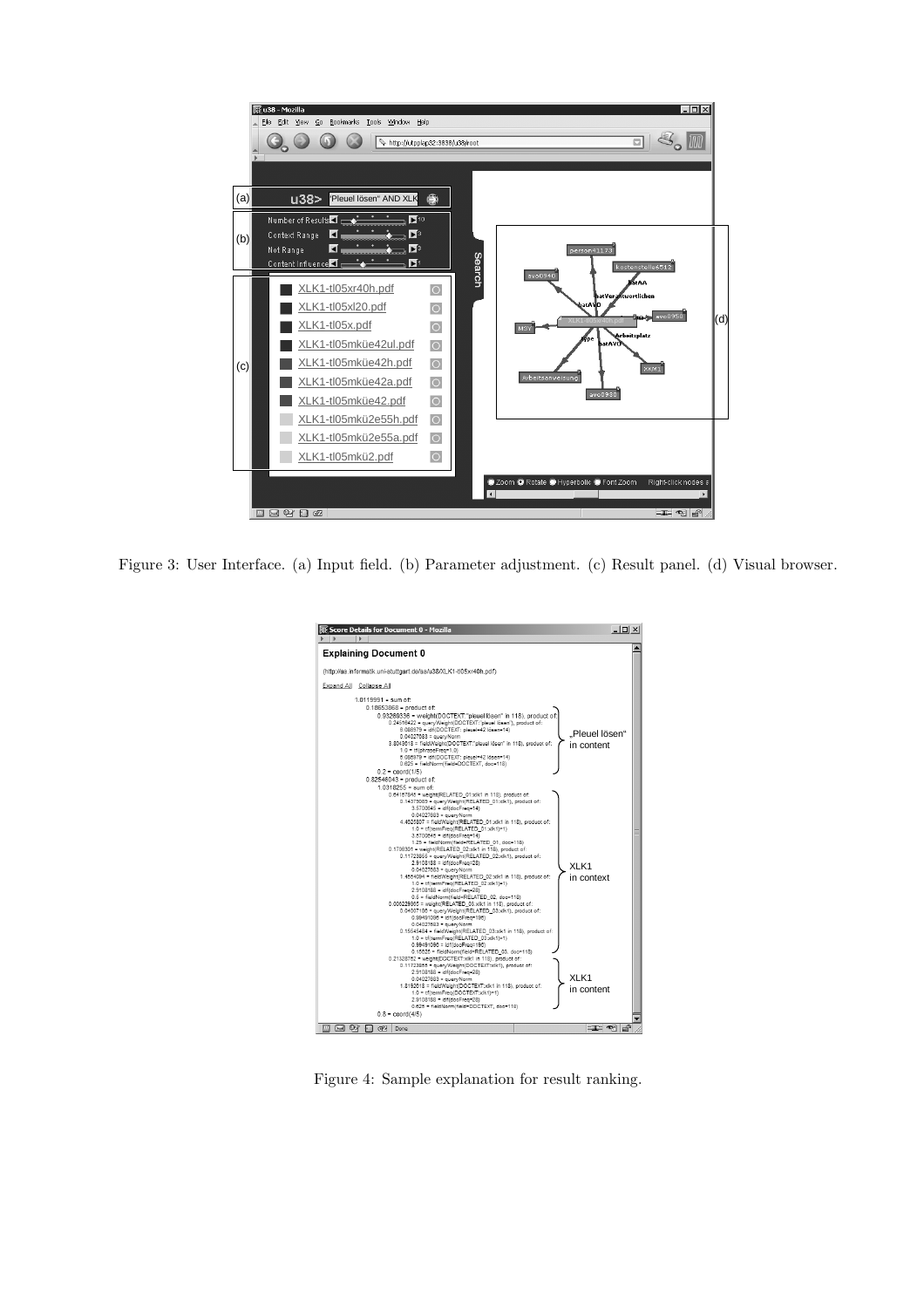Figure 3: User Interface. (a) Input field. (b) Parameter adjustment. (c) Result panel. (d) Visual browser.

Figure 4: Sample explanation for result ranking.